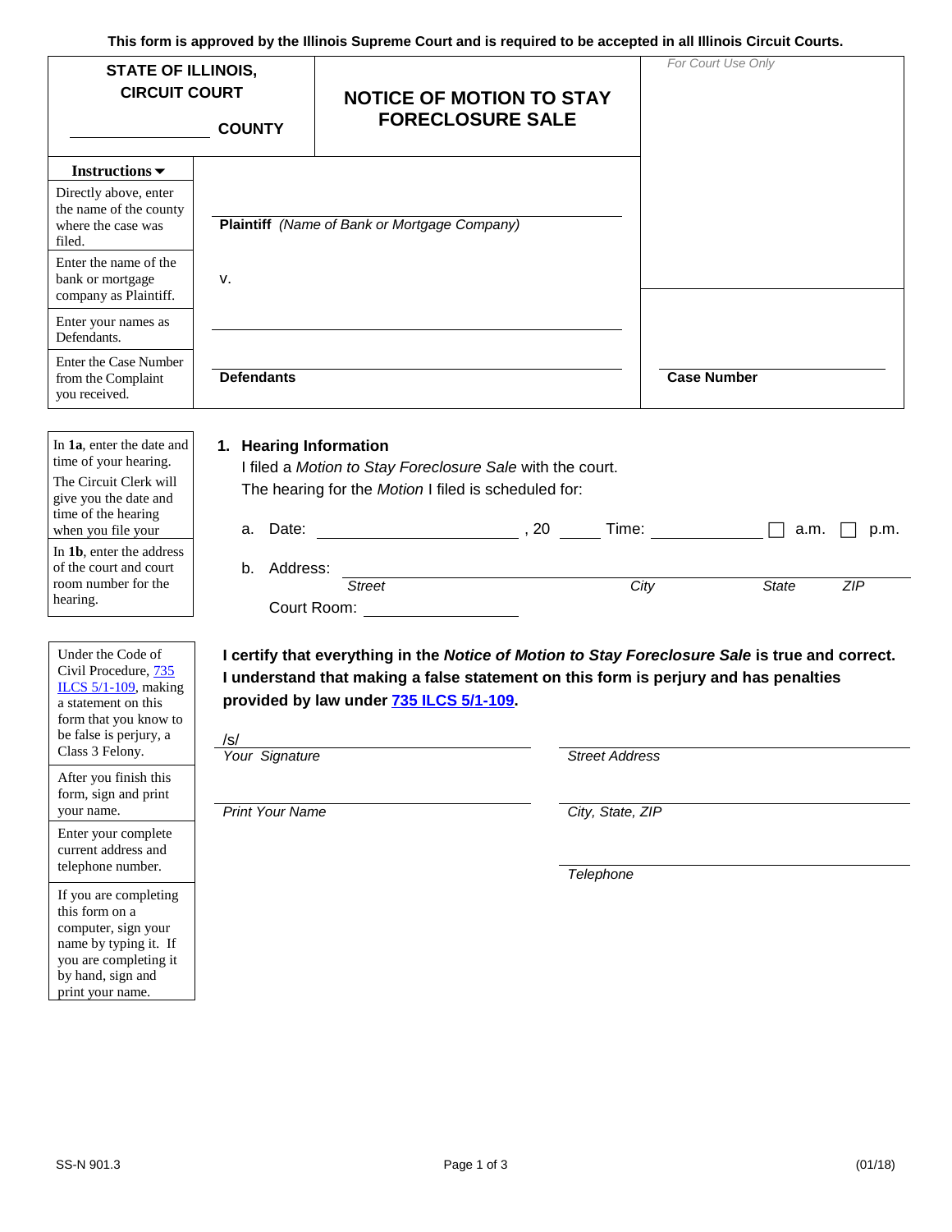This form is approved by the Illinois Supreme Court and is required to be accepted in all Illinois Circuit Courts.

| STATE OF ILLINOIS, CIRCUIT COURT ______ COUNTY | NOTICE OF MOTION TO STAY FORECLOSURE SALE | *For Court Use Only* |
|---|---|---|

**Instructions ▼**

Directly above, enter the name of the county where the case was filed.

Enter the name of the bank or mortgage company as Plaintiff.

Enter your names as Defendants.

Enter the Case Number from the Complaint you received.

______________________________
**Plaintiff** *(Name of Bank or Mortgage Company)*

v.

______________________________

______________________________
**Defendants**

______________________________
**Case Number**

---

In **1a**, enter the date and time of your hearing. The Circuit Clerk will give you the date and time of the hearing when you file your

In **1b**, enter the address of the court and court room number for the hearing.

**1. Hearing Information**

I filed a *Motion to Stay Foreclosure Sale* with the court.
The hearing for the *Motion* I filed is scheduled for:

a. Date: ______________________, 20 ____ Time: ____________ ☐ a.m. ☐ p.m.

b. Address: ________________________________________________
*Street* *City* *State* *ZIP*

Court Room: ______________

---

Under the Code of Civil Procedure, 735 ILCS 5/1-109, making a statement on this form that you know to be false is perjury, a Class 3 Felony.

After you finish this form, sign and print your name.

Enter your complete current address and telephone number.

If you are completing this form on a computer, sign your name by typing it. If you are completing it by hand, sign and print your name.

**I certify that everything in the *Notice of Motion to Stay Foreclosure Sale* is true and correct. I understand that making a false statement on this form is perjury and has penalties provided by law under 735 ILCS 5/1-109.**

/s/ ______________________________
*Your Signature*

______________________________
*Print Your Name*

______________________________
*Street Address*

______________________________
*City, State, ZIP*

______________________________
*Telephone*

SS-N 901.3 (01/18)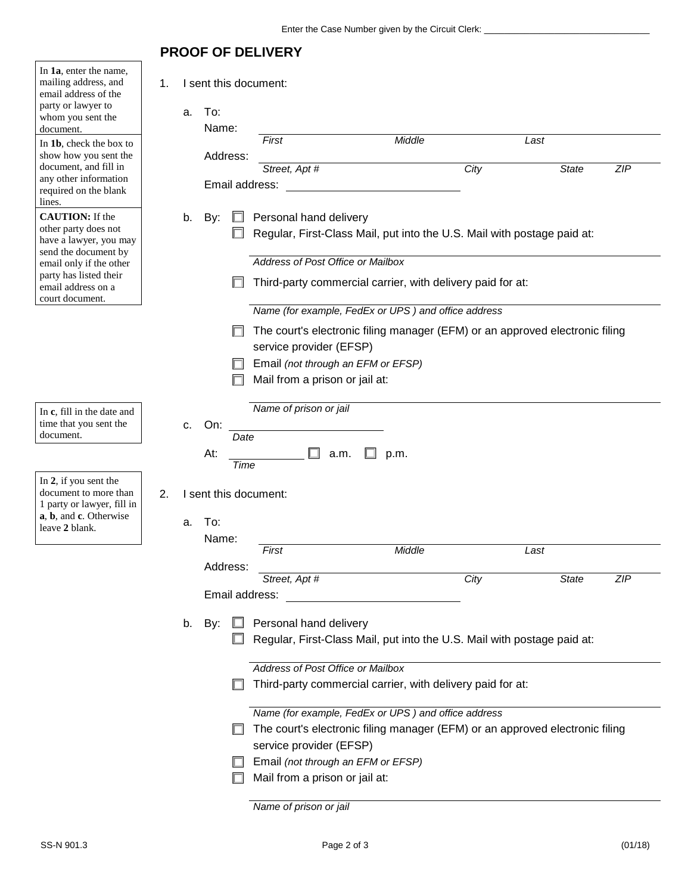Enter the Case Number given by the Circuit Clerk: ________________________________

## PROOF OF DELIVERY

In **1a**, enter the name, mailing address, and email address of the party or lawyer to whom you sent the document.

In **1b**, check the box to show how you sent the document, and fill in any other information required on the blank lines.

**CAUTION:** If the other party does not have a lawyer, you may send the document by email only if the other party has listed their email address on a court document.

1. I sent this document:

   a. To:
   Name: ________________________________________________
   *First* *Middle* *Last*
   Address: ________________________________________________
   *Street, Apt #* *City* *State* *ZIP*
   Email address: ______________________________

   b. By: ☐ Personal hand delivery
   ☐ Regular, First-Class Mail, put into the U.S. Mail with postage paid at:
   ________________________________________________
   *Address of Post Office or Mailbox*
   ☐ Third-party commercial carrier, with delivery paid for at:
   ________________________________________________
   *Name (for example, FedEx or UPS ) and office address*
   ☐ The court's electronic filing manager (EFM) or an approved electronic filing service provider (EFSP)
   ☐ Email *(not through an EFM or EFSP)*
   ☐ Mail from a prison or jail at:
   ________________________________________________
   *Name of prison or jail*

In **c**, fill in the date and time that you sent the document.

   c. On: ______________________
   *Date*
   At: ____________ ☐ a.m. ☐ p.m.
   *Time*

In **2**, if you sent the document to more than 1 party or lawyer, fill in **a**, **b**, and **c**. Otherwise leave **2** blank.

2. I sent this document:

   a. To:
   Name: ________________________________________________
   *First* *Middle* *Last*
   Address: ________________________________________________
   *Street, Apt #* *City* *State* *ZIP*
   Email address: ______________________________

   b. By: ☐ Personal hand delivery
   ☐ Regular, First-Class Mail, put into the U.S. Mail with postage paid at:
   ________________________________________________
   *Address of Post Office or Mailbox*
   ☐ Third-party commercial carrier, with delivery paid for at:
   ________________________________________________
   *Name (for example, FedEx or UPS ) and office address*
   ☐ The court's electronic filing manager (EFM) or an approved electronic filing service provider (EFSP)
   ☐ Email *(not through an EFM or EFSP)*
   ☐ Mail from a prison or jail at:
   ________________________________________________
   *Name of prison or jail*

SS-N 901.3 (01/18)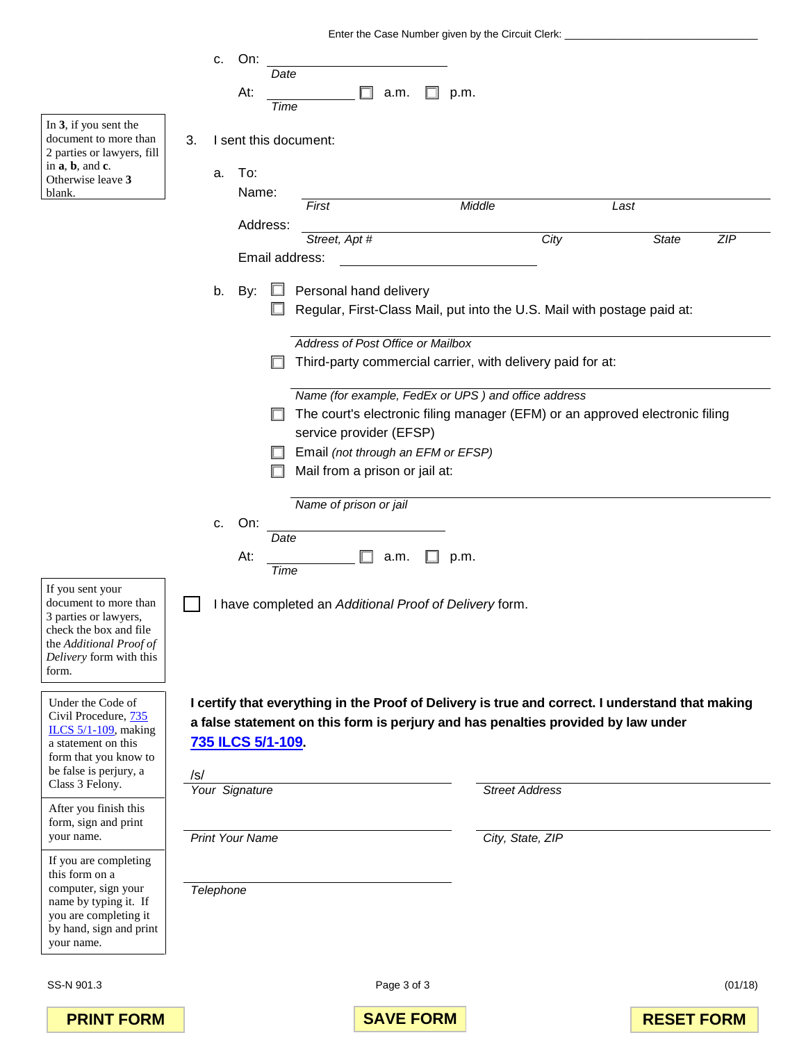Enter the Case Number given by the Circuit Clerk: _______________

c. On: _______________
Date

At: __________ ☐ a.m. ☐ p.m.
Time

In **3**, if you sent the document to more than 2 parties or lawyers, fill in **a**, **b**, and **c**. Otherwise leave **3** blank.

3. I sent this document:

a. To:

Name: _______________
*First* *Middle* *Last*

Address: _______________
*Street, Apt #* *City* *State* *ZIP*

Email address: _______________

b. By: ☐ Personal hand delivery

☐ Regular, First-Class Mail, put into the U.S. Mail with postage paid at:

_______________
*Address of Post Office or Mailbox*

☐ Third-party commercial carrier, with delivery paid for at:

_______________
*Name (for example, FedEx or UPS ) and office address*

☐ The court's electronic filing manager (EFM) or an approved electronic filing service provider (EFSP)

☐ Email *(not through an EFM or EFSP)*

☐ Mail from a prison or jail at:

_______________
*Name of prison or jail*

c. On: _______________
*Date*

At: __________ ☐ a.m. ☐ p.m.
*Time*

If you sent your document to more than 3 parties or lawyers, check the box and file the *Additional Proof of Delivery* form with this form.

☐ I have completed an *Additional Proof of Delivery* form.

Under the Code of Civil Procedure, 735 ILCS 5/1-109, making a statement on this form that you know to be false is perjury, a Class 3 Felony.

**I certify that everything in the Proof of Delivery is true and correct. I understand that making a false statement on this form is perjury and has penalties provided by law under 735 ILCS 5/1-109.**

After you finish this form, sign and print your name.

If you are completing this form on a computer, sign your name by typing it. If you are completing it by hand, sign and print your name.

/s/ _______________
*Your Signature*

_______________
*Street Address*

_______________
*Print Your Name*

_______________
*City, State, ZIP*

_______________
*Telephone*

SS-N 901.3 (01/18)

PRINT FORM SAVE FORM RESET FORM